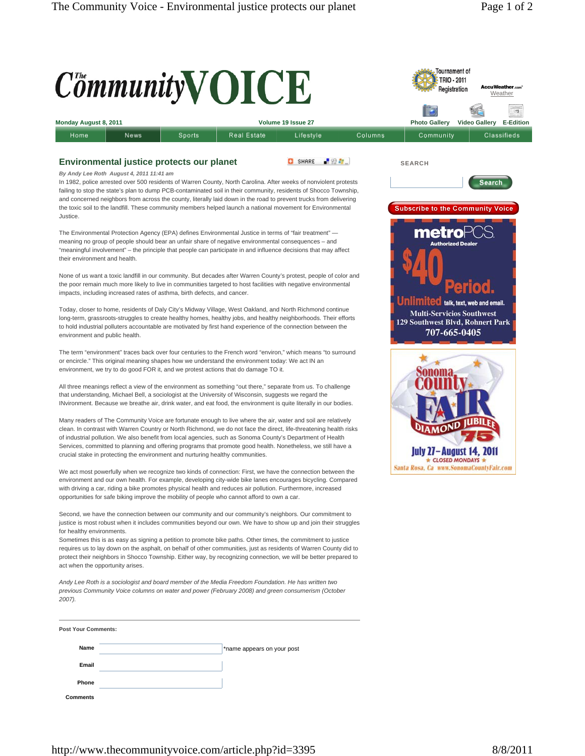# Environmental justice protects our planet

*By Andy Lee Roth August 4, 2011 11:41 am*

In 1982, police arrested over 500 residents of Warren County, North Carolina. After weeks of nonviolent protests failing to stop the state's plan to dump PCB-contaminated soil in their community, residents of Shocco Township, and concerned neighbors from across the county, literally laid down in the road to prevent trucks from delivering the toxic soil to the landfill. These community members helped launch a national movement for Environmental Justice.

The Environmental Protection Agency (EPA) defines Environmental Justice in terms of "fair treatment" — meaning no group of people should bear an unfair share of negative environmental consequences – and "meaningful involvement" – the principle that people can participate in and influence decisions that may affect their environment and health.

None of us want a toxic landfill in our community. But decades after Warren County's protest, people of color and the poor remain much more likely to live in communities targeted to host facilities with negative environmental impacts, including increased rates of asthma, birth defects, and cancer.

Today, closer to home, residents of Daly City's Midway Village, West Oakland, and North Richmond continue long-term, grassroots-struggles to create healthy homes, healthy jobs, and healthy neighborhoods. Their efforts to hold industrial polluters accountable are motivated by first hand experience of the connection between the environment and public health.

The term "environment" traces back over four centuries to the French word "environ," which means "to surround or encircle." This original meaning shapes how we understand the environment today: We act IN an environment, we try to do good FOR it, and we protest actions that do damage TO it.

All three meanings reflect a view of the environment as something "out there," separate from us. To challenge that understanding, Michael Bell, a sociologist at the University of Wisconsin, suggests we regard the INvironment. Because we breathe air, drink water, and eat food, the environment is quite literally in our bodies.

Many readers of The Community Voice are fortunate enough to live where the air, water and soil are relatively clean. In contrast with Warren Country or North Richmond, we do not face the direct, life-threatening health risks of industrial pollution. We also benefit from local agencies, such as Sonoma County's Department of Health Services, committed to planning and offering programs that promote good health. Nonetheless, we still have a crucial stake in protecting the environment and nurturing healthy communities.

We act most powerfully when we recognize two kinds of connection: First, we have the connection between the environment and our own health. For example, developing city-wide bike lanes encourages bicycling. Compared with driving a car, riding a bike promotes physical health and reduces air pollution. Furthermore, increased opportunities for safe biking improve the mobility of people who cannot afford to own a car.

Second, we have the connection between our community and our community's neighbors. Our commitment to justice is most robust when it includes communities beyond our own. We have to show up and join their struggles for healthy environments.

Sometimes this is as easy as signing a petition to promote bike paths. Other times, the commitment to justice requires us to lay down on the asphalt, on behalf of other communities, just as residents of Warren County did to protect their neighbors in Shocco Township. Either way, by recognizing connection, we will be better prepared to act when the opportunity arises.

*Andy Lee Roth is a sociologist and board member of the Media Freedom Foundation. He has written two previous Community Voice columns on water and power (February 2008) and green consumerism (October 2007).*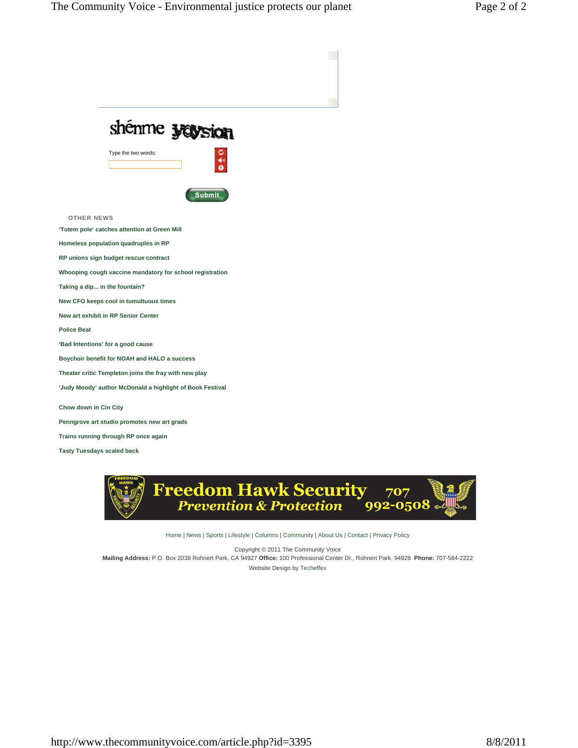shénme yoysion

Type the two words:

Submit

OTHER NEWS

'Totem pole' catches attention at Green Mill

Homeless population quadruples in RP

RP unions sign budget rescue contract

Whooping cough vaccine mandatory for school registration

Taking a dip... in the fountain?

New CFO keeps cool in tumultuous times

New art exhibit in RP Senior Center

Police Beat

'Bad Intentions' for a good cause

Boychoir benefit for NOAH and HALO a success

Theater critic Templeton joins the fray with new play

'Judy Moody' author McDonald a highlight of Book Festival

Chow down in Cin City

Penngrove art studio promotes new art grads

Trains running through RP once again

Tasty Tuesdays scaled back

Freedom Hawk Security Prevention & Protection 707 992-0508

Home | News | Sports | Lifestyle | Columns | Community | About Us | Contact | Privacy Policy

Copyright © 2011 The Community Voice

**Mailing Address:** P.O. Box 2038 Rohnert Park, CA 94927 **Office:** 100 Professional Center Dr., Rohnert Park, 94928 **Phone:** 707-584-2222

Website Design by Techeffex